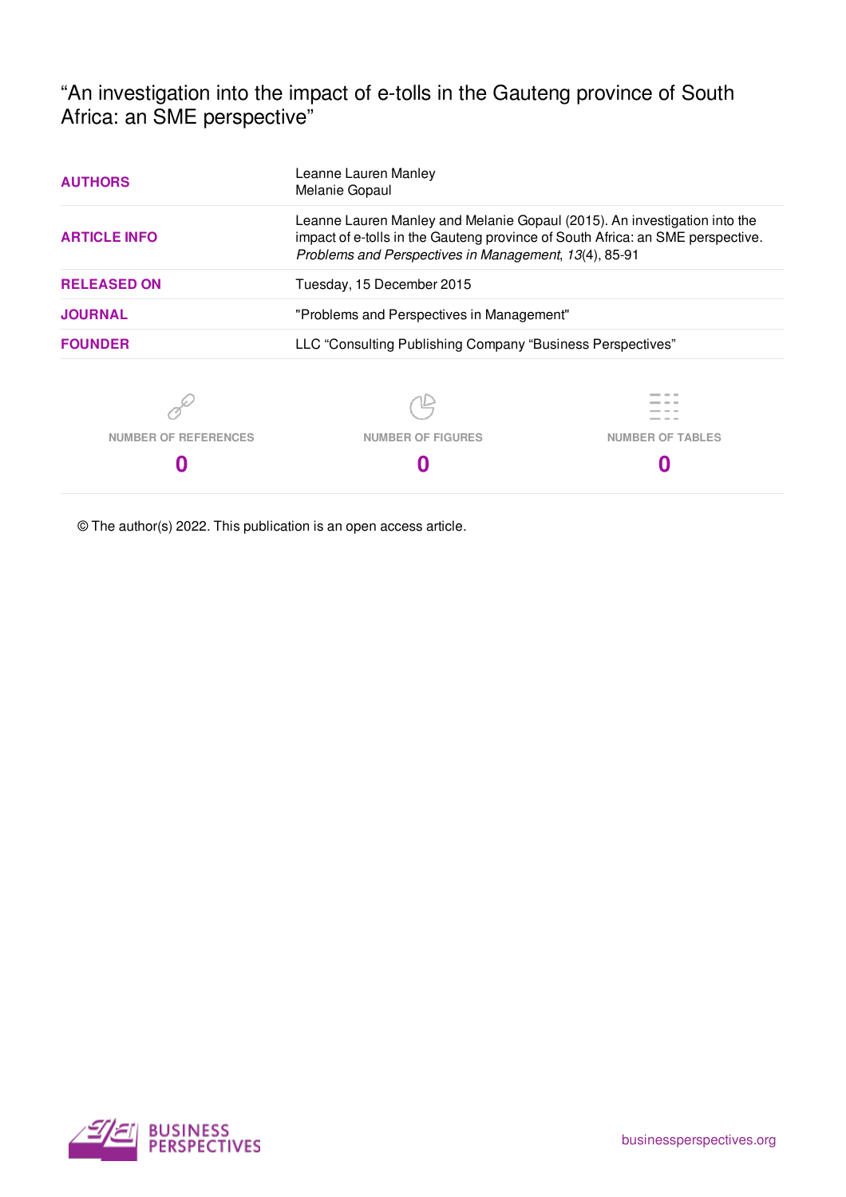# “An investigation into the impact of e-tolls in the Gauteng province of South Africa: an SME perspective”

| | |
|---|---|
| **AUTHORS** | Leanne Lauren Manley<br>Melanie Gopaul |
| **ARTICLE INFO** | Leanne Lauren Manley and Melanie Gopaul (2015). An investigation into the impact of e-tolls in the Gauteng province of South Africa: an SME perspective. *Problems and Perspectives in Management*, *13*(4), 85-91 |
| **RELEASED ON** | Tuesday, 15 December 2015 |
| **JOURNAL** | "Problems and Perspectives in Management" |
| **FOUNDER** | LLC “Consulting Publishing Company “Business Perspectives” |

| NUMBER OF REFERENCES | NUMBER OF FIGURES | NUMBER OF TABLES |
|---|---|---|
| 0 | 0 | 0 |

© The author(s) 2022. This publication is an open access article.

BUSINESS PERSPECTIVES

businessperspectives.org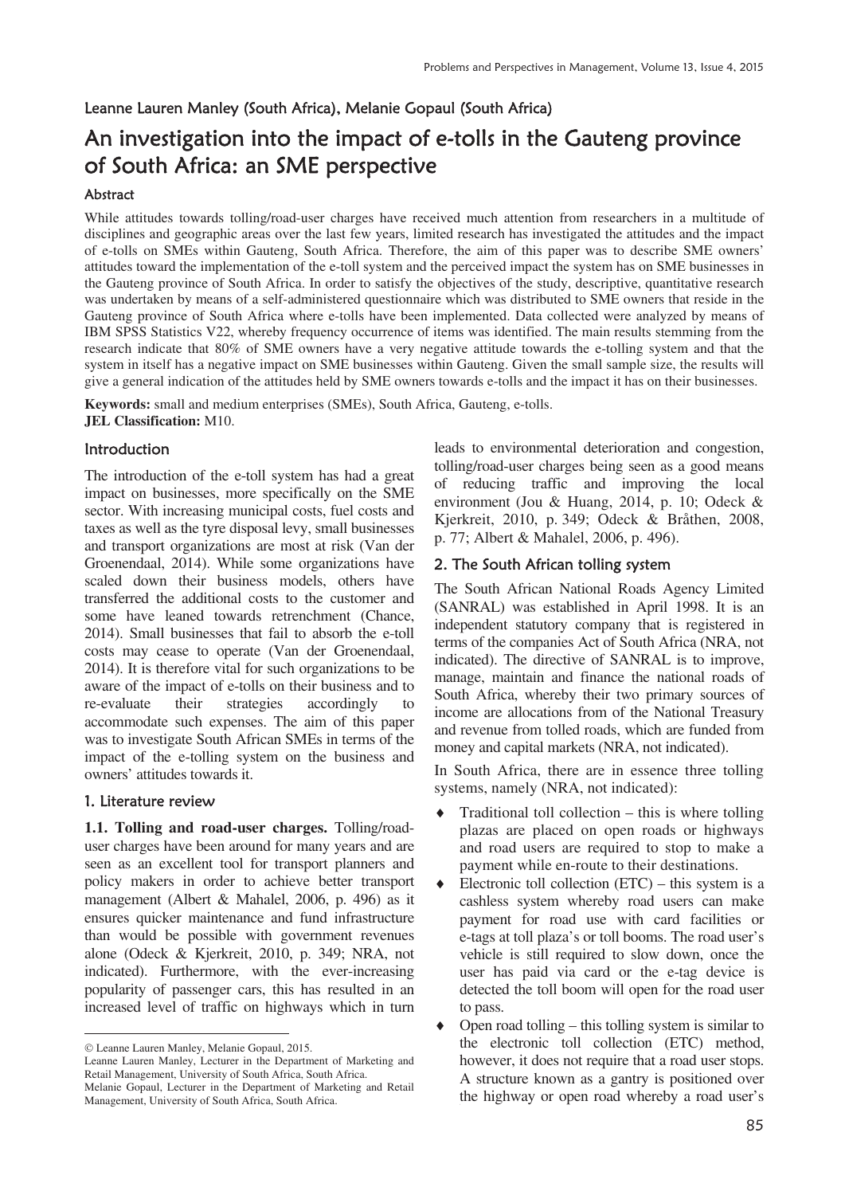Leanne Lauren Manley (South Africa), Melanie Gopaul (South Africa)

# An investigation into the impact of e-tolls in the Gauteng province of South Africa: an SME perspective

### Abstract

While attitudes towards tolling/road-user charges have received much attention from researchers in a multitude of disciplines and geographic areas over the last few years, limited research has investigated the attitudes and the impact of e-tolls on SMEs within Gauteng, South Africa. Therefore, the aim of this paper was to describe SME owners' attitudes toward the implementation of the e-toll system and the perceived impact the system has on SME businesses in the Gauteng province of South Africa. In order to satisfy the objectives of the study, descriptive, quantitative research was undertaken by means of a self-administered questionnaire which was distributed to SME owners that reside in the Gauteng province of South Africa where e-tolls have been implemented. Data collected were analyzed by means of IBM SPSS Statistics V22, whereby frequency occurrence of items was identified. The main results stemming from the research indicate that 80% of SME owners have a very negative attitude towards the e-tolling system and that the system in itself has a negative impact on SME businesses within Gauteng. Given the small sample size, the results will give a general indication of the attitudes held by SME owners towards e-tolls and the impact it has on their businesses.

**Keywords:** small and medium enterprises (SMEs), South Africa, Gauteng, e-tolls.
**JEL Classification:** M10.

## Introduction

The introduction of the e-toll system has had a great impact on businesses, more specifically on the SME sector. With increasing municipal costs, fuel costs and taxes as well as the tyre disposal levy, small businesses and transport organizations are most at risk (Van der Groenendaal, 2014). While some organizations have scaled down their business models, others have transferred the additional costs to the customer and some have leaned towards retrenchment (Chance, 2014). Small businesses that fail to absorb the e-toll costs may cease to operate (Van der Groenendaal, 2014). It is therefore vital for such organizations to be aware of the impact of e-tolls on their business and to re-evaluate their strategies accordingly to accommodate such expenses. The aim of this paper was to investigate South African SMEs in terms of the impact of the e-tolling system on the business and owners' attitudes towards it.

## 1. Literature review

**1.1. Tolling and road-user charges.** Tolling/road-user charges have been around for many years and are seen as an excellent tool for transport planners and policy makers in order to achieve better transport management (Albert & Mahalel, 2006, p. 496) as it ensures quicker maintenance and fund infrastructure than would be possible with government revenues alone (Odeck & Kjerkreit, 2010, p. 349; NRA, not indicated). Furthermore, with the ever-increasing popularity of passenger cars, this has resulted in an increased level of traffic on highways which in turn leads to environmental deterioration and congestion, tolling/road-user charges being seen as a good means of reducing traffic and improving the local environment (Jou & Huang, 2014, p. 10; Odeck & Kjerkreit, 2010, p. 349; Odeck & Bråthen, 2008, p. 77; Albert & Mahalel, 2006, p. 496).

## 2. The South African tolling system

The South African National Roads Agency Limited (SANRAL) was established in April 1998. It is an independent statutory company that is registered in terms of the companies Act of South Africa (NRA, not indicated). The directive of SANRAL is to improve, manage, maintain and finance the national roads of South Africa, whereby their two primary sources of income are allocations from of the National Treasury and revenue from tolled roads, which are funded from money and capital markets (NRA, not indicated).

In South Africa, there are in essence three tolling systems, namely (NRA, not indicated):

- Traditional toll collection – this is where tolling plazas are placed on open roads or highways and road users are required to stop to make a payment while en-route to their destinations.
- Electronic toll collection (ETC) – this system is a cashless system whereby road users can make payment for road use with card facilities or e-tags at toll plaza's or toll booms. The road user's vehicle is still required to slow down, once the user has paid via card or the e-tag device is detected the toll boom will open for the road user to pass.
- Open road tolling – this tolling system is similar to the electronic toll collection (ETC) method, however, it does not require that a road user stops. A structure known as a gantry is positioned over the highway or open road whereby a road user's

---

© Leanne Lauren Manley, Melanie Gopaul, 2015.
Leanne Lauren Manley, Lecturer in the Department of Marketing and Retail Management, University of South Africa, South Africa.
Melanie Gopaul, Lecturer in the Department of Marketing and Retail Management, University of South Africa, South Africa.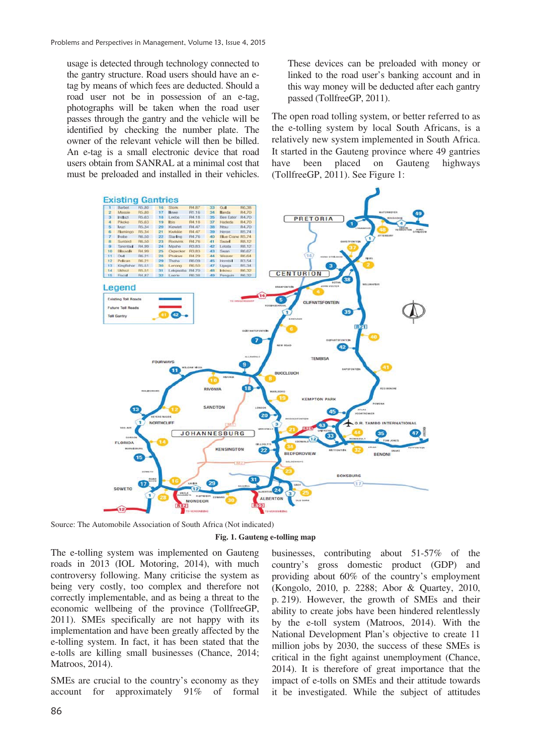usage is detected through technology connected to the gantry structure. Road users should have an e-tag by means of which fees are deducted. Should a road user not be in possession of an e-tag, photographs will be taken when the road user passes through the gantry and the vehicle will be identified by checking the number plate. The owner of the relevant vehicle will then be billed. An e-tag is a small electronic device that road users obtain from SANRAL at a minimal cost that must be preloaded and installed in their vehicles. These devices can be preloaded with money or linked to the road user's banking account and in this way money will be deducted after each gantry passed (TollfreeGP, 2011).

The open road tolling system, or better referred to as the e-tolling system by local South Africans, is a relatively new system implemented in South Africa. It started in the Gauteng province where 49 gantries have been placed on Gauteng highways (TollfreeGP, 2011). See Figure 1:

Source: The Automobile Association of South Africa (Not indicated)

**Fig. 1. Gauteng e-tolling map**

The e-tolling system was implemented on Gauteng roads in 2013 (IOL Motoring, 2014), with much controversy following. Many criticise the system as being very costly, too complex and therefore not correctly implementable, and as being a threat to the economic wellbeing of the province (TollfreeGP, 2011). SMEs specifically are not happy with its implementation and have been greatly affected by the e-tolling system. In fact, it has been stated that the e-tolls are killing small businesses (Chance, 2014; Matroos, 2014).

SMEs are crucial to the country's economy as they account for approximately 91% of formal businesses, contributing about 51-57% of the country's gross domestic product (GDP) and providing about 60% of the country's employment (Kongolo, 2010, p. 2288; Abor & Quartey, 2010, p. 219). However, the growth of SMEs and their ability to create jobs have been hindered relentlessly by the e-toll system (Matroos, 2014). With the National Development Plan's objective to create 11 million jobs by 2030, the success of these SMEs is critical in the fight against unemployment (Chance, 2014). It is therefore of great importance that the impact of e-tolls on SMEs and their attitude towards it be investigated. While the subject of attitudes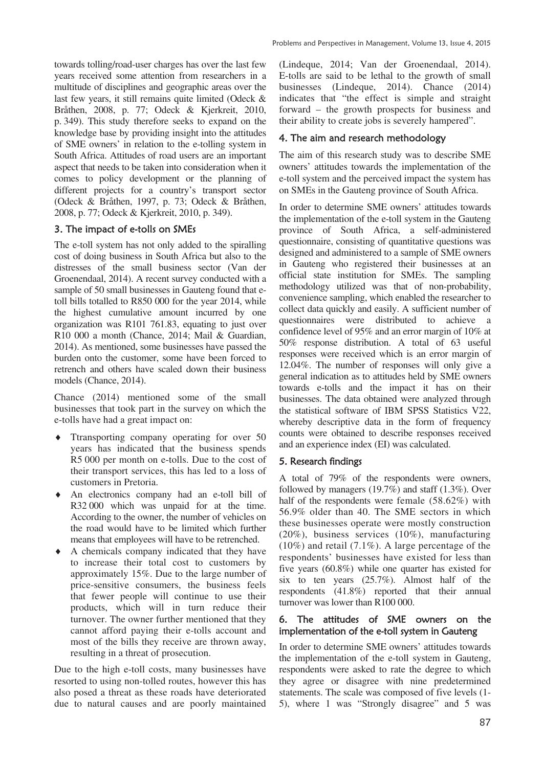towards tolling/road-user charges has over the last few years received some attention from researchers in a multitude of disciplines and geographic areas over the last few years, it still remains quite limited (Odeck & Bråthen, 2008, p. 77; Odeck & Kjerkreit, 2010, p. 349). This study therefore seeks to expand on the knowledge base by providing insight into the attitudes of SME owners' in relation to the e-tolling system in South Africa. Attitudes of road users are an important aspect that needs to be taken into consideration when it comes to policy development or the planning of different projects for a country's transport sector (Odeck & Bråthen, 1997, p. 73; Odeck & Bråthen, 2008, p. 77; Odeck & Kjerkreit, 2010, p. 349).

## 3. The impact of e-tolls on SMEs

The e-toll system has not only added to the spiralling cost of doing business in South Africa but also to the distresses of the small business sector (Van der Groenendaal, 2014). A recent survey conducted with a sample of 50 small businesses in Gauteng found that e-toll bills totalled to R850 000 for the year 2014, while the highest cumulative amount incurred by one organization was R101 761.83, equating to just over R10 000 a month (Chance, 2014; Mail & Guardian, 2014). As mentioned, some businesses have passed the burden onto the customer, some have been forced to retrench and others have scaled down their business models (Chance, 2014).

Chance (2014) mentioned some of the small businesses that took part in the survey on which the e-tolls have had a great impact on:

- Ttransporting company operating for over 50 years has indicated that the business spends R5 000 per month on e-tolls. Due to the cost of their transport services, this has led to a loss of customers in Pretoria.
- An electronics company had an e-toll bill of R32 000 which was unpaid for at the time. According to the owner, the number of vehicles on the road would have to be limited which further means that employees will have to be retrenched.
- A chemicals company indicated that they have to increase their total cost to customers by approximately 15%. Due to the large number of price-sensitive consumers, the business feels that fewer people will continue to use their products, which will in turn reduce their turnover. The owner further mentioned that they cannot afford paying their e-tolls account and most of the bills they receive are thrown away, resulting in a threat of prosecution.

Due to the high e-toll costs, many businesses have resorted to using non-tolled routes, however this has also posed a threat as these roads have deteriorated due to natural causes and are poorly maintained (Lindeque, 2014; Van der Groenendaal, 2014). E-tolls are said to be lethal to the growth of small businesses (Lindeque, 2014). Chance (2014) indicates that "the effect is simple and straight forward – the growth prospects for business and their ability to create jobs is severely hampered".

## 4. The aim and research methodology

The aim of this research study was to describe SME owners' attitudes towards the implementation of the e-toll system and the perceived impact the system has on SMEs in the Gauteng province of South Africa.

In order to determine SME owners' attitudes towards the implementation of the e-toll system in the Gauteng province of South Africa, a self-administered questionnaire, consisting of quantitative questions was designed and administered to a sample of SME owners in Gauteng who registered their businesses at an official state institution for SMEs. The sampling methodology utilized was that of non-probability, convenience sampling, which enabled the researcher to collect data quickly and easily. A sufficient number of questionnaires were distributed to achieve a confidence level of 95% and an error margin of 10% at 50% response distribution. A total of 63 useful responses were received which is an error margin of 12.04%. The number of responses will only give a general indication as to attitudes held by SME owners towards e-tolls and the impact it has on their businesses. The data obtained were analyzed through the statistical software of IBM SPSS Statistics V22, whereby descriptive data in the form of frequency counts were obtained to describe responses received and an experience index (EI) was calculated.

## 5. Research findings

A total of 79% of the respondents were owners, followed by managers (19.7%) and staff (1.3%). Over half of the respondents were female (58.62%) with 56.9% older than 40. The SME sectors in which these businesses operate were mostly construction (20%), business services (10%), manufacturing (10%) and retail (7.1%). A large percentage of the respondents' businesses have existed for less than five years (60.8%) while one quarter has existed for six to ten years (25.7%). Almost half of the respondents (41.8%) reported that their annual turnover was lower than R100 000.

## 6. The attitudes of SME owners on the implementation of the e-toll system in Gauteng

In order to determine SME owners' attitudes towards the implementation of the e-toll system in Gauteng, respondents were asked to rate the degree to which they agree or disagree with nine predetermined statements. The scale was composed of five levels (1-5), where 1 was "Strongly disagree" and 5 was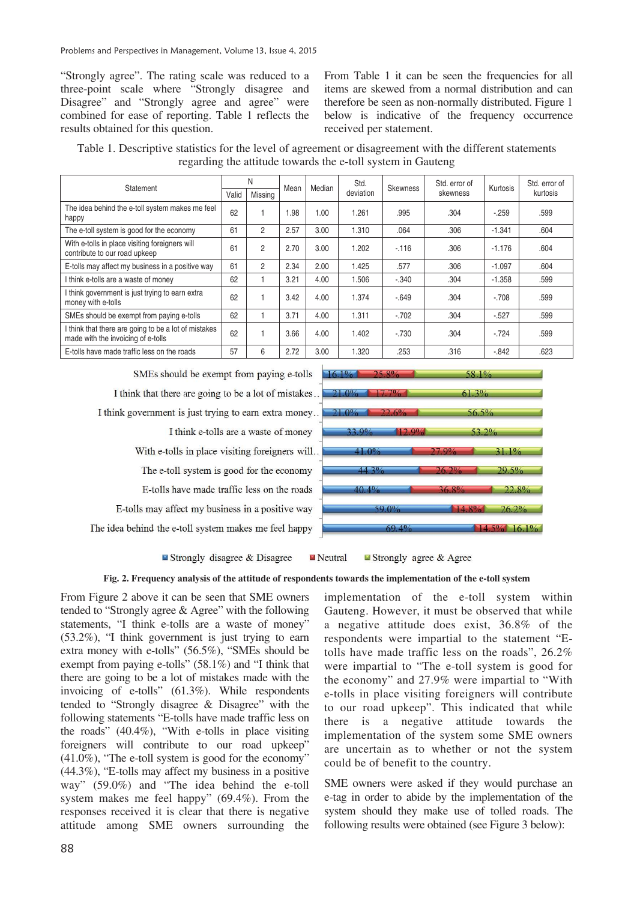"Strongly agree". The rating scale was reduced to a three-point scale where "Strongly disagree and Disagree" and "Strongly agree and agree" were combined for ease of reporting. Table 1 reflects the results obtained for this question.

From Table 1 it can be seen the frequencies for all items are skewed from a normal distribution and can therefore be seen as non-normally distributed. Figure 1 below is indicative of the frequency occurrence received per statement.

Table 1. Descriptive statistics for the level of agreement or disagreement with the different statements regarding the attitude towards the e-toll system in Gauteng

| Statement | N | | Mean | Median | Std. deviation | Skewness | Std. error of skewness | Kurtosis | Std. error of kurtosis |
|---|---|---|---|---|---|---|---|---|---|
| | Valid | Missing | | | | | | | |
| The idea behind the e-toll system makes me feel happy | 62 | 1 | 1.98 | 1.00 | 1.261 | .995 | .304 | -.259 | .599 |
| The e-toll system is good for the economy | 61 | 2 | 2.57 | 3.00 | 1.310 | .064 | .306 | -1.341 | .604 |
| With e-tolls in place visiting foreigners will contribute to our road upkeep | 61 | 2 | 2.70 | 3.00 | 1.202 | -.116 | .306 | -1.176 | .604 |
| E-tolls may affect my business in a positive way | 61 | 2 | 2.34 | 2.00 | 1.425 | .577 | .306 | -1.097 | .604 |
| I think e-tolls are a waste of money | 62 | 1 | 3.21 | 4.00 | 1.506 | -.340 | .304 | -1.358 | .599 |
| I think government is just trying to earn extra money with e-tolls | 62 | 1 | 3.42 | 4.00 | 1.374 | -.649 | .304 | -.708 | .599 |
| SMEs should be exempt from paying e-tolls | 62 | 1 | 3.71 | 4.00 | 1.311 | -.702 | .304 | -.527 | .599 |
| I think that there are going to be a lot of mistakes made with the invoicing of e-tolls | 62 | 1 | 3.66 | 4.00 | 1.402 | -.730 | .304 | -.724 | .599 |
| E-tolls have made traffic less on the roads | 57 | 6 | 2.72 | 3.00 | 1.320 | .253 | .316 | -.842 | .623 |

| Statement | Strongly disagree & Disagree | Neutral | Strongly agree & Agree |
|---|---|---|---|
| SMEs should be exempt from paying e-tolls | 16.1% | 25.8% | 58.1% |
| I think that there are going to be a lot of mistakes.. | 21.0% | 17.7% | 61.3% |
| I think government is just trying to earn extra money.. | 21.0% | 22.6% | 56.5% |
| I think e-tolls are a waste of money | 33.9% | 12.9% | 53.2% |
| With e-tolls in place visiting foreigners will.. | 41.0% | 27.9% | 31.1% |
| The e-toll system is good for the economy | 44.3% | 26.2% | 29.5% |
| E-tolls have made traffic less on the roads | 40.4% | 36.8% | 22.8% |
| E-tolls may affect my business in a positive way | 59.0% | 14.8% | 26.2% |
| The idea behind the e-toll system makes me feel happy | 69.4% | 14.5% | 16.1% |

**Fig. 2. Frequency analysis of the attitude of respondents towards the implementation of the e-toll system**

From Figure 2 above it can be seen that SME owners tended to "Strongly agree & Agree" with the following statements, "I think e-tolls are a waste of money" (53.2%), "I think government is just trying to earn extra money with e-tolls" (56.5%), "SMEs should be exempt from paying e-tolls" (58.1%) and "I think that there are going to be a lot of mistakes made with the invoicing of e-tolls" (61.3%). While respondents tended to "Strongly disagree & Disagree" with the following statements "E-tolls have made traffic less on the roads" (40.4%), "With e-tolls in place visiting foreigners will contribute to our road upkeep" (41.0%), "The e-toll system is good for the economy" (44.3%), "E-tolls may affect my business in a positive way" (59.0%) and "The idea behind the e-toll system makes me feel happy" (69.4%). From the responses received it is clear that there is negative attitude among SME owners surrounding the implementation of the e-toll system within Gauteng. However, it must be observed that while a negative attitude does exist, 36.8% of the respondents were impartial to the statement "E-tolls have made traffic less on the roads", 26.2% were impartial to "The e-toll system is good for the economy" and 27.9% were impartial to "With e-tolls in place visiting foreigners will contribute to our road upkeep". This indicated that while there is a negative attitude towards the implementation of the system some SME owners are uncertain as to whether or not the system could be of benefit to the country.

SME owners were asked if they would purchase an e-tag in order to abide by the implementation of the system should they make use of tolled roads. The following results were obtained (see Figure 3 below):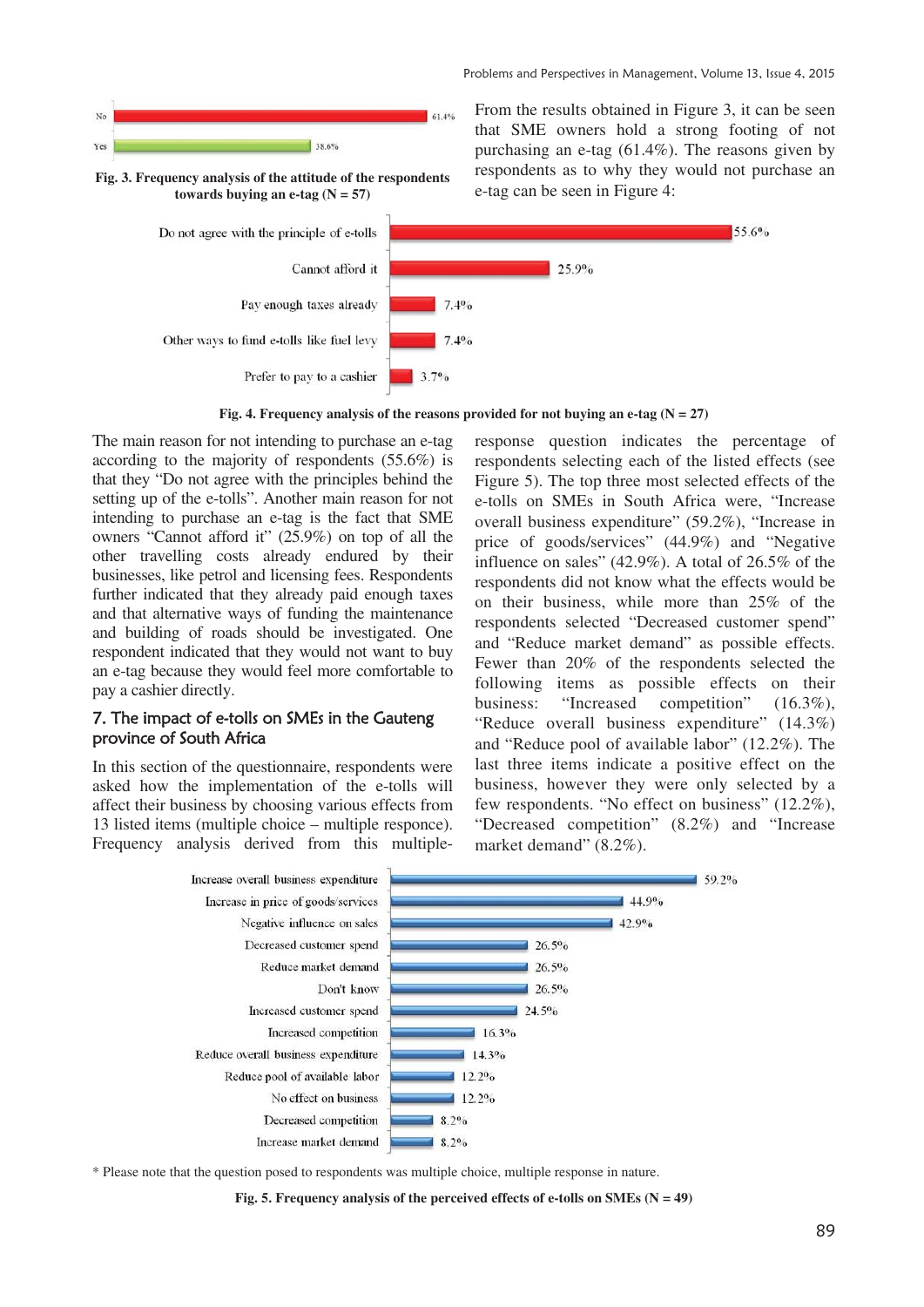| Response | Percentage |
|---|---|
| No | 61.4% |
| Yes | 38.6% |

**Fig. 3. Frequency analysis of the attitude of the respondents towards buying an e-tag (N = 57)**

From the results obtained in Figure 3, it can be seen that SME owners hold a strong footing of not purchasing an e-tag (61.4%). The reasons given by respondents as to why they would not purchase an e-tag can be seen in Figure 4:

| Reason | Percentage |
|---|---|
| Do not agree with the principle of e-tolls | 55.6% |
| Cannot afford it | 25.9% |
| Pay enough taxes already | 7.4% |
| Other ways to fund e-tolls like fuel levy | 7.4% |
| Prefer to pay to a cashier | 3.7% |

**Fig. 4. Frequency analysis of the reasons provided for not buying an e-tag (N = 27)**

The main reason for not intending to purchase an e-tag according to the majority of respondents (55.6%) is that they "Do not agree with the principles behind the setting up of the e-tolls". Another main reason for not intending to purchase an e-tag is the fact that SME owners "Cannot afford it" (25.9%) on top of all the other travelling costs already endured by their businesses, like petrol and licensing fees. Respondents further indicated that they already paid enough taxes and that alternative ways of funding the maintenance and building of roads should be investigated. One respondent indicated that they would not want to buy an e-tag because they would feel more comfortable to pay a cashier directly.

## 7. The impact of e-tolls on SMEs in the Gauteng province of South Africa

In this section of the questionnaire, respondents were asked how the implementation of the e-tolls will affect their business by choosing various effects from 13 listed items (multiple choice – multiple responce). Frequency analysis derived from this multiple-response question indicates the percentage of respondents selecting each of the listed effects (see Figure 5). The top three most selected effects of the e-tolls on SMEs in South Africa were, "Increase overall business expenditure" (59.2%), "Increase in price of goods/services" (44.9%) and "Negative influence on sales" (42.9%). A total of 26.5% of the respondents did not know what the effects would be on their business, while more than 25% of the respondents selected "Decreased customer spend" and "Reduce market demand" as possible effects. Fewer than 20% of the respondents selected the following items as possible effects on their business: "Increased competition" (16.3%), "Reduce overall business expenditure" (14.3%) and "Reduce pool of available labor" (12.2%). The last three items indicate a positive effect on the business, however they were only selected by a few respondents. "No effect on business" (12.2%), "Decreased competition" (8.2%) and "Increase market demand" (8.2%).

| Effect | Percentage |
|---|---|
| Increase overall business expenditure | 59.2% |
| Increase in price of goods/services | 44.9% |
| Negative influence on sales | 42.9% |
| Decreased customer spend | 26.5% |
| Reduce market demand | 26.5% |
| Don't know | 26.5% |
| Increased customer spend | 24.5% |
| Increased competition | 16.3% |
| Reduce overall business expenditure | 14.3% |
| Reduce pool of available labor | 12.2% |
| No effect on business | 12.2% |
| Decreased competition | 8.2% |
| Increase market demand | 8.2% |

\* Please note that the question posed to respondents was multiple choice, multiple response in nature.

**Fig. 5. Frequency analysis of the perceived effects of e-tolls on SMEs (N = 49)**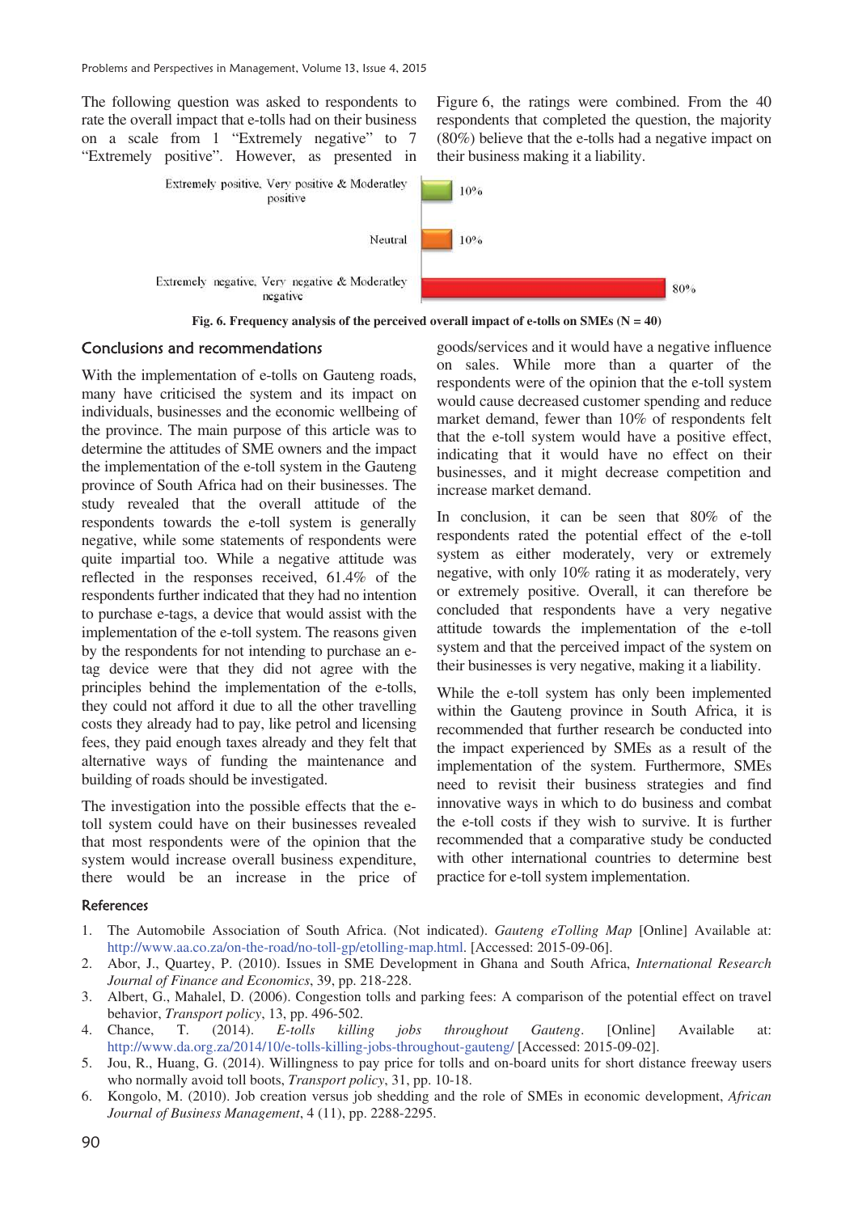The following question was asked to respondents to rate the overall impact that e-tolls had on their business on a scale from 1 "Extremely negative" to 7 "Extremely positive". However, as presented in Figure 6, the ratings were combined. From the 40 respondents that completed the question, the majority (80%) believe that the e-tolls had a negative impact on their business making it a liability.

| Rating | Percentage |
| --- | --- |
| Extremely positive, Very positive & Moderatley positive | 10% |
| Neutral | 10% |
| Extremely negative, Very negative & Moderatley negative | 80% |

**Fig. 6. Frequency analysis of the perceived overall impact of e-tolls on SMEs (N = 40)**

## Conclusions and recommendations

With the implementation of e-tolls on Gauteng roads, many have criticised the system and its impact on individuals, businesses and the economic wellbeing of the province. The main purpose of this article was to determine the attitudes of SME owners and the impact the implementation of the e-toll system in the Gauteng province of South Africa had on their businesses. The study revealed that the overall attitude of the respondents towards the e-toll system is generally negative, while some statements of respondents were quite impartial too. While a negative attitude was reflected in the responses received, 61.4% of the respondents further indicated that they had no intention to purchase e-tags, a device that would assist with the implementation of the e-toll system. The reasons given by the respondents for not intending to purchase an e-tag device were that they did not agree with the principles behind the implementation of the e-tolls, they could not afford it due to all the other travelling costs they already had to pay, like petrol and licensing fees, they paid enough taxes already and they felt that alternative ways of funding the maintenance and building of roads should be investigated.

The investigation into the possible effects that the e-toll system could have on their businesses revealed that most respondents were of the opinion that the system would increase overall business expenditure, there would be an increase in the price of goods/services and it would have a negative influence on sales. While more than a quarter of the respondents were of the opinion that the e-toll system would cause decreased customer spending and reduce market demand, fewer than 10% of respondents felt that the e-toll system would have a positive effect, indicating that it would have no effect on their businesses, and it might decrease competition and increase market demand.

In conclusion, it can be seen that 80% of the respondents rated the potential effect of the e-toll system as either moderately, very or extremely negative, with only 10% rating it as moderately, very or extremely positive. Overall, it can therefore be concluded that respondents have a very negative attitude towards the implementation of the e-toll system and that the perceived impact of the system on their businesses is very negative, making it a liability.

While the e-toll system has only been implemented within the Gauteng province in South Africa, it is recommended that further research be conducted into the impact experienced by SMEs as a result of the implementation of the system. Furthermore, SMEs need to revisit their business strategies and find innovative ways in which to do business and combat the e-toll costs if they wish to survive. It is further recommended that a comparative study be conducted with other international countries to determine best practice for e-toll system implementation.

## References

1. The Automobile Association of South Africa. (Not indicated). *Gauteng eTolling Map* [Online] Available at: http://www.aa.co.za/on-the-road/no-toll-gp/etolling-map.html. [Accessed: 2015-09-06].
2. Abor, J., Quartey, P. (2010). Issues in SME Development in Ghana and South Africa, *International Research Journal of Finance and Economics*, 39, pp. 218-228.
3. Albert, G., Mahalel, D. (2006). Congestion tolls and parking fees: A comparison of the potential effect on travel behavior, *Transport policy*, 13, pp. 496-502.
4. Chance, T. (2014). *E-tolls killing jobs throughout Gauteng*. [Online] Available at: http://www.da.org.za/2014/10/e-tolls-killing-jobs-throughout-gauteng/ [Accessed: 2015-09-02].
5. Jou, R., Huang, G. (2014). Willingness to pay price for tolls and on-board units for short distance freeway users who normally avoid toll boots, *Transport policy*, 31, pp. 10-18.
6. Kongolo, M. (2010). Job creation versus job shedding and the role of SMEs in economic development, *African Journal of Business Management*, 4 (11), pp. 2288-2295.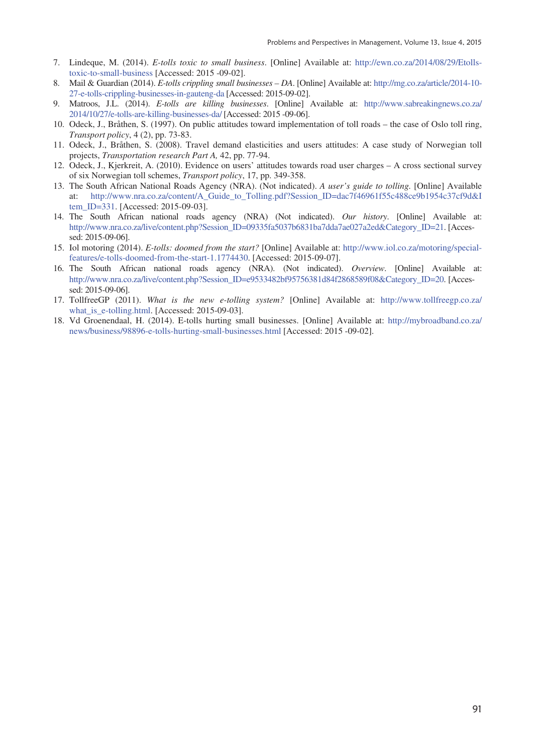7. Lindeque, M. (2014). *E-tolls toxic to small business*. [Online] Available at: http://ewn.co.za/2014/08/29/Etolls-toxic-to-small-business [Accessed: 2015 -09-02].
8. Mail & Guardian (2014). *E-tolls crippling small businesses – DA*. [Online] Available at: http://mg.co.za/article/2014-10-27-e-tolls-crippling-businesses-in-gauteng-da [Accessed: 2015-09-02].
9. Matroos, J.L. (2014). *E-tolls are killing businesses*. [Online] Available at: http://www.sabreakingnews.co.za/2014/10/27/e-tolls-are-killing-businesses-da/ [Accessed: 2015 -09-06].
10. Odeck, J., Bråthen, S. (1997). On public attitudes toward implementation of toll roads – the case of Oslo toll ring, *Transport policy*, 4 (2), pp. 73-83.
11. Odeck, J., Bråthen, S. (2008). Travel demand elasticities and users attitudes: A case study of Norwegian toll projects, *Transportation research Part A,* 42, pp. 77-94.
12. Odeck, J., Kjerkreit, A. (2010). Evidence on users' attitudes towards road user charges – A cross sectional survey of six Norwegian toll schemes, *Transport policy*, 17, pp. 349-358.
13. The South African National Roads Agency (NRA). (Not indicated). *A user's guide to tolling*. [Online] Available at: http://www.nra.co.za/content/A_Guide_to_Tolling.pdf?Session_ID=dac7f46961f55c488ce9b1954c37cf9d&Item_ID=331. [Accessed: 2015-09-03].
14. The South African national roads agency (NRA) (Not indicated). *Our history*. [Online] Available at: http://www.nra.co.za/live/content.php?Session_ID=09335fa5037b6831ba7dda7ae027a2ed&Category_ID=21. [Accessed: 2015-09-06].
15. Iol motoring (2014). *E-tolls: doomed from the start?* [Online] Available at: http://www.iol.co.za/motoring/special-features/e-tolls-doomed-from-the-start-1.1774430. [Accessed: 2015-09-07].
16. The South African national roads agency (NRA). (Not indicated). *Overview*. [Online] Available at: http://www.nra.co.za/live/content.php?Session_ID=e9533482bf95756381d84f2868589f08&Category_ID=20. [Accessed: 2015-09-06].
17. TollfreeGP (2011). *What is the new e-tolling system?* [Online] Available at: http://www.tollfreegp.co.za/what_is_e-tolling.html. [Accessed: 2015-09-03].
18. Vd Groenendaal, H. (2014). E-tolls hurting small businesses. [Online] Available at: http://mybroadband.co.za/news/business/98896-e-tolls-hurting-small-businesses.html [Accessed: 2015 -09-02].